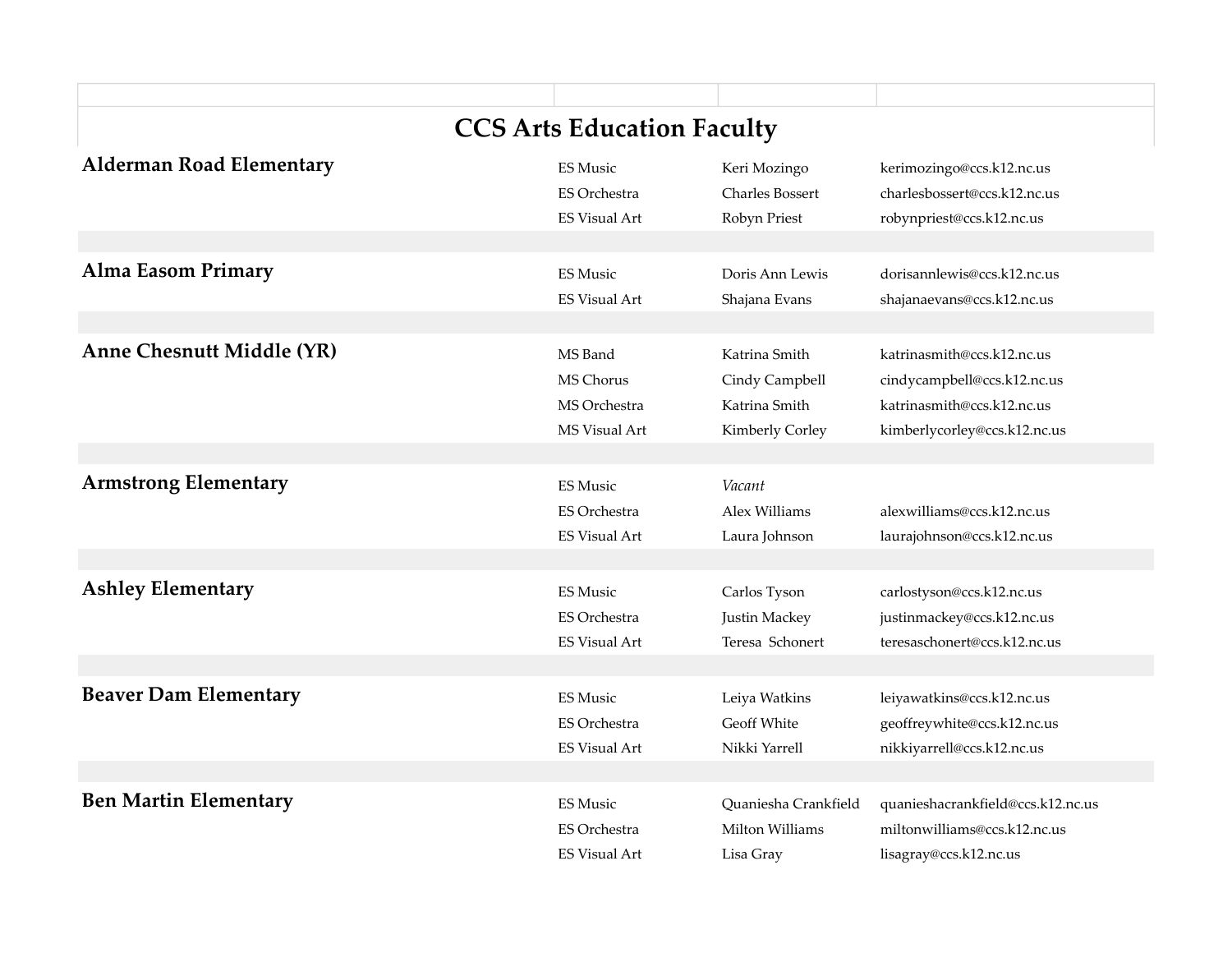# CCS Arts Education Faculty

| School | Subject | Name | Email |
|---|---|---|---|
| **Alderman Road Elementary** | ES Music | Keri Mozingo | kerimozingo@ccs.k12.nc.us |
| | ES Orchestra | Charles Bossert | charlesbossert@ccs.k12.nc.us |
| | ES Visual Art | Robyn Priest | robynpriest@ccs.k12.nc.us |
| **Alma Easom Primary** | ES Music | Doris Ann Lewis | dorisannlewis@ccs.k12.nc.us |
| | ES Visual Art | Shajana Evans | shajanaevans@ccs.k12.nc.us |
| **Anne Chesnutt Middle (YR)** | MS Band | Katrina Smith | katrinasmith@ccs.k12.nc.us |
| | MS Chorus | Cindy Campbell | cindycampbell@ccs.k12.nc.us |
| | MS Orchestra | Katrina Smith | katrinasmith@ccs.k12.nc.us |
| | MS Visual Art | Kimberly Corley | kimberlycorley@ccs.k12.nc.us |
| **Armstrong Elementary** | ES Music | *Vacant* | |
| | ES Orchestra | Alex Williams | alexwilliams@ccs.k12.nc.us |
| | ES Visual Art | Laura Johnson | laurajohnson@ccs.k12.nc.us |
| **Ashley Elementary** | ES Music | Carlos Tyson | carlostyson@ccs.k12.nc.us |
| | ES Orchestra | Justin Mackey | justinmackey@ccs.k12.nc.us |
| | ES Visual Art | Teresa Schonert | teresaschonert@ccs.k12.nc.us |
| **Beaver Dam Elementary** | ES Music | Leiya Watkins | leiyawatkins@ccs.k12.nc.us |
| | ES Orchestra | Geoff White | geoffreywhite@ccs.k12.nc.us |
| | ES Visual Art | Nikki Yarrell | nikkiyarrell@ccs.k12.nc.us |
| **Ben Martin Elementary** | ES Music | Quaniesha Crankfield | quanieshacrankfield@ccs.k12.nc.us |
| | ES Orchestra | Milton Williams | miltonwilliams@ccs.k12.nc.us |
| | ES Visual Art | Lisa Gray | lisagray@ccs.k12.nc.us |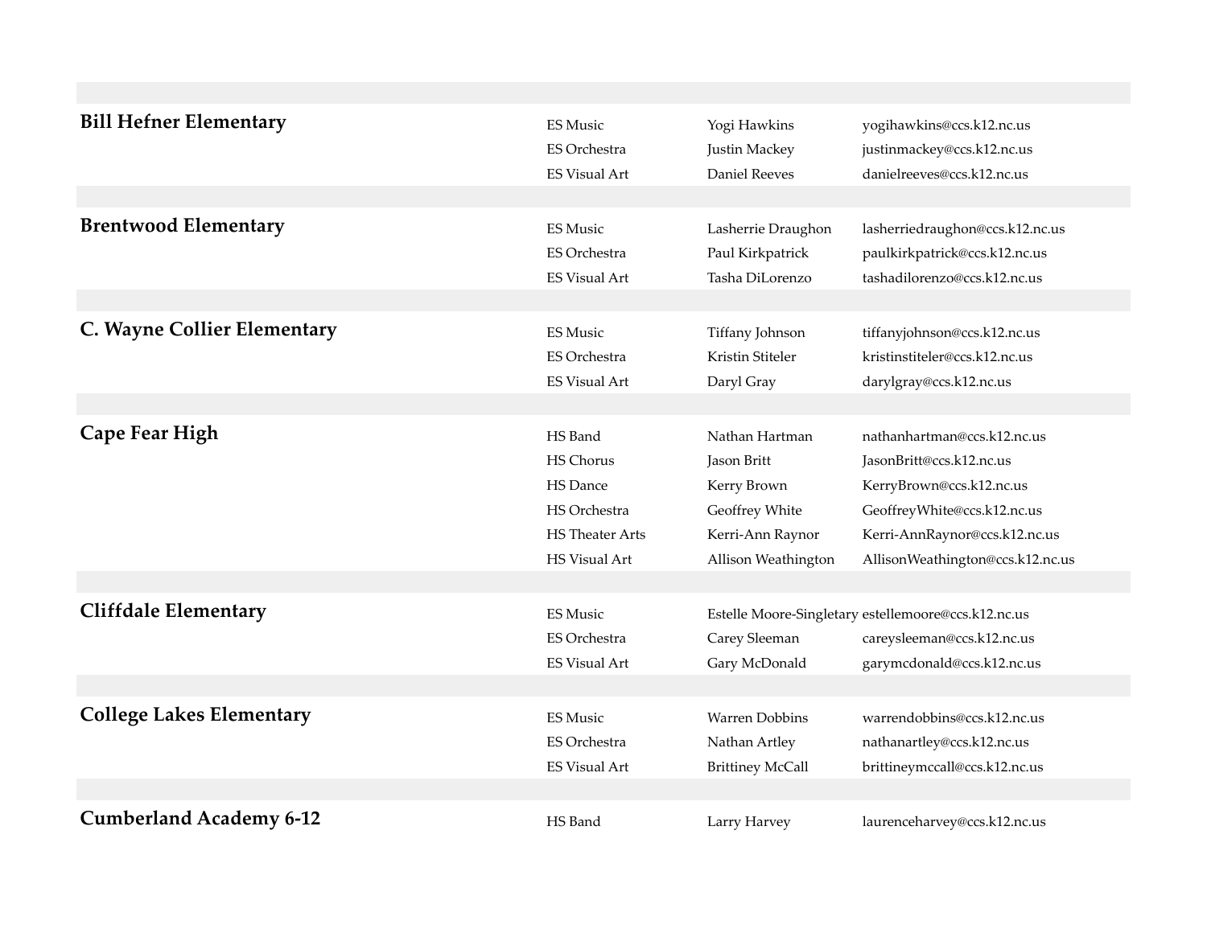| School | Area | Name | Email |
|---|---|---|---|
| **Bill Hefner Elementary** | ES Music | Yogi Hawkins | yogihawkins@ccs.k12.nc.us |
| | ES Orchestra | Justin Mackey | justinmackey@ccs.k12.nc.us |
| | ES Visual Art | Daniel Reeves | danielreeves@ccs.k12.nc.us |
| **Brentwood Elementary** | ES Music | Lasherrie Draughon | lasherriedraughon@ccs.k12.nc.us |
| | ES Orchestra | Paul Kirkpatrick | paulkirkpatrick@ccs.k12.nc.us |
| | ES Visual Art | Tasha DiLorenzo | tashadilorenzo@ccs.k12.nc.us |
| **C. Wayne Collier Elementary** | ES Music | Tiffany Johnson | tiffanyjohnson@ccs.k12.nc.us |
| | ES Orchestra | Kristin Stiteler | kristinstiteler@ccs.k12.nc.us |
| | ES Visual Art | Daryl Gray | darylgray@ccs.k12.nc.us |
| **Cape Fear High** | HS Band | Nathan Hartman | nathanhartman@ccs.k12.nc.us |
| | HS Chorus | Jason Britt | JasonBritt@ccs.k12.nc.us |
| | HS Dance | Kerry Brown | KerryBrown@ccs.k12.nc.us |
| | HS Orchestra | Geoffrey White | GeoffreyWhite@ccs.k12.nc.us |
| | HS Theater Arts | Kerri-Ann Raynor | Kerri-AnnRaynor@ccs.k12.nc.us |
| | HS Visual Art | Allison Weathington | AllisonWeathington@ccs.k12.nc.us |
| **Cliffdale Elementary** | ES Music | Estelle Moore-Singletary | estellemoore@ccs.k12.nc.us |
| | ES Orchestra | Carey Sleeman | careysleeman@ccs.k12.nc.us |
| | ES Visual Art | Gary McDonald | garymcdonald@ccs.k12.nc.us |
| **College Lakes Elementary** | ES Music | Warren Dobbins | warrendobbins@ccs.k12.nc.us |
| | ES Orchestra | Nathan Artley | nathanartley@ccs.k12.nc.us |
| | ES Visual Art | Brittiney McCall | brittineymccall@ccs.k12.nc.us |
| **Cumberland Academy 6-12** | HS Band | Larry Harvey | laurenceharvey@ccs.k12.nc.us |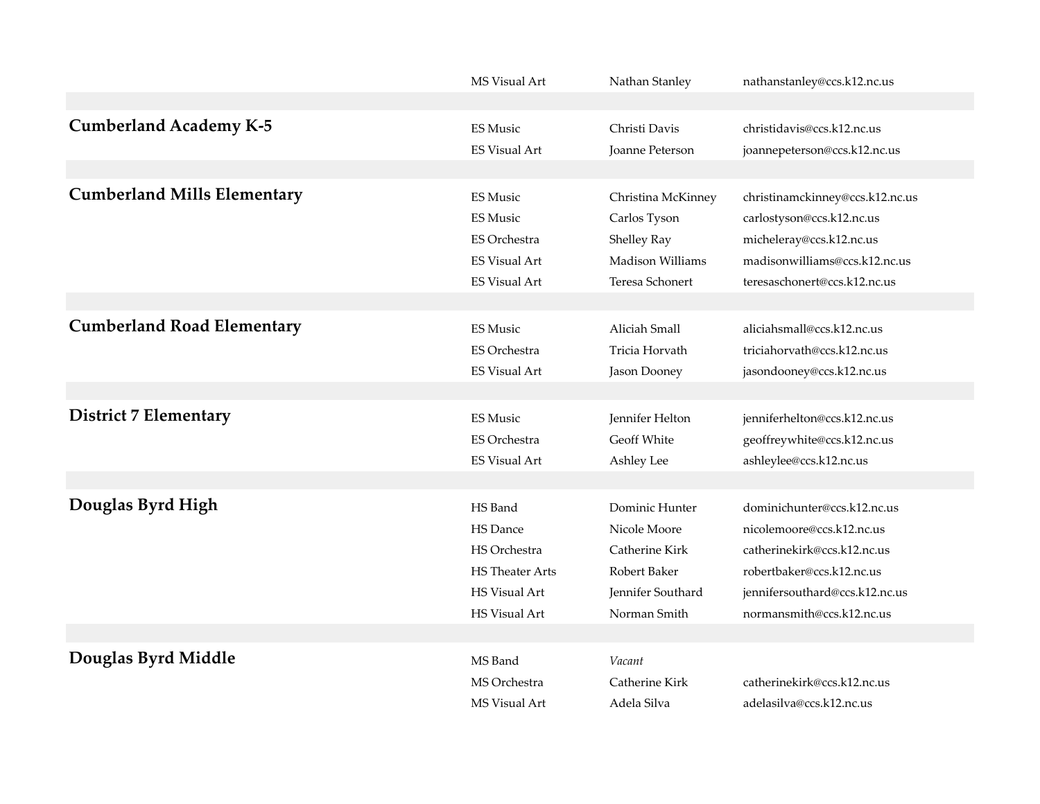| School | Subject | Name | Email |
|---|---|---|---|
| | MS Visual Art | Nathan Stanley | nathanstanley@ccs.k12.nc.us |
| **Cumberland Academy K-5** | ES Music | Christi Davis | christidavis@ccs.k12.nc.us |
| | ES Visual Art | Joanne Peterson | joannepeterson@ccs.k12.nc.us |
| **Cumberland Mills Elementary** | ES Music | Christina McKinney | christinamckinney@ccs.k12.nc.us |
| | ES Music | Carlos Tyson | carlostyson@ccs.k12.nc.us |
| | ES Orchestra | Shelley Ray | micheleray@ccs.k12.nc.us |
| | ES Visual Art | Madison Williams | madisonwilliams@ccs.k12.nc.us |
| | ES Visual Art | Teresa Schonert | teresaschonert@ccs.k12.nc.us |
| **Cumberland Road Elementary** | ES Music | Aliciah Small | aliciahsmall@ccs.k12.nc.us |
| | ES Orchestra | Tricia Horvath | triciahorvath@ccs.k12.nc.us |
| | ES Visual Art | Jason Dooney | jasondooney@ccs.k12.nc.us |
| **District 7 Elementary** | ES Music | Jennifer Helton | jenniferhelton@ccs.k12.nc.us |
| | ES Orchestra | Geoff White | geoffreywhite@ccs.k12.nc.us |
| | ES Visual Art | Ashley Lee | ashleylee@ccs.k12.nc.us |
| **Douglas Byrd High** | HS Band | Dominic Hunter | dominichunter@ccs.k12.nc.us |
| | HS Dance | Nicole Moore | nicolemoore@ccs.k12.nc.us |
| | HS Orchestra | Catherine Kirk | catherinekirk@ccs.k12.nc.us |
| | HS Theater Arts | Robert Baker | robertbaker@ccs.k12.nc.us |
| | HS Visual Art | Jennifer Southard | jennifersouthard@ccs.k12.nc.us |
| | HS Visual Art | Norman Smith | normansmith@ccs.k12.nc.us |
| **Douglas Byrd Middle** | MS Band | *Vacant* | |
| | MS Orchestra | Catherine Kirk | catherinekirk@ccs.k12.nc.us |
| | MS Visual Art | Adela Silva | adelasilva@ccs.k12.nc.us |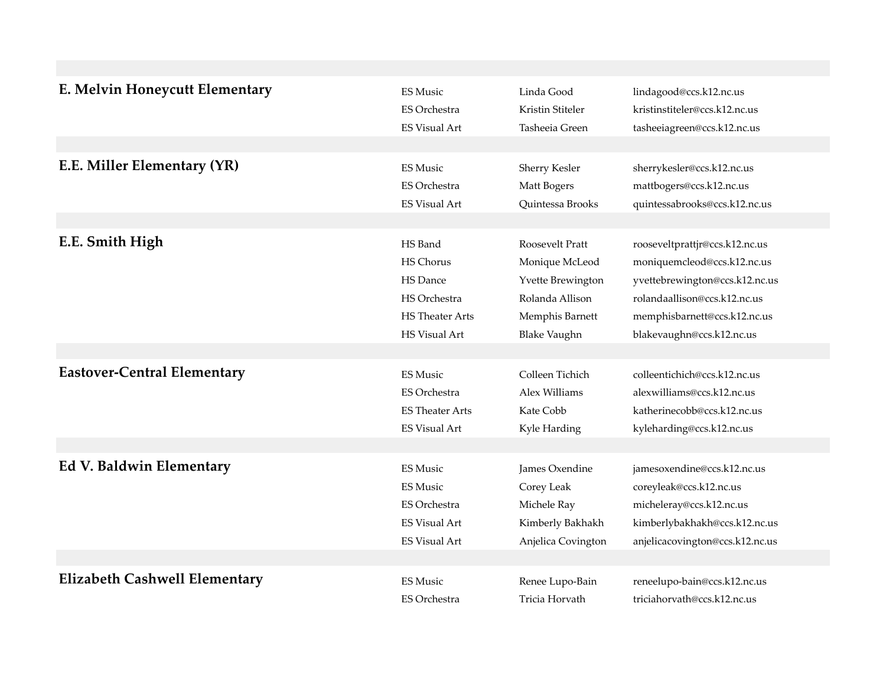| School | Subject | Name | Email |
|---|---|---|---|
| **E. Melvin Honeycutt Elementary** | ES Music | Linda Good | lindagood@ccs.k12.nc.us |
| | ES Orchestra | Kristin Stiteler | kristinstiteler@ccs.k12.nc.us |
| | ES Visual Art | Tasheeia Green | tasheeiagreen@ccs.k12.nc.us |
| **E.E. Miller Elementary (YR)** | ES Music | Sherry Kesler | sherrykesler@ccs.k12.nc.us |
| | ES Orchestra | Matt Bogers | mattbogers@ccs.k12.nc.us |
| | ES Visual Art | Quintessa Brooks | quintessabrooks@ccs.k12.nc.us |
| **E.E. Smith High** | HS Band | Roosevelt Pratt | rooseveltprattjr@ccs.k12.nc.us |
| | HS Chorus | Monique McLeod | moniquemcleod@ccs.k12.nc.us |
| | HS Dance | Yvette Brewington | yvettebrewington@ccs.k12.nc.us |
| | HS Orchestra | Rolanda Allison | rolandaallison@ccs.k12.nc.us |
| | HS Theater Arts | Memphis Barnett | memphisbarnett@ccs.k12.nc.us |
| | HS Visual Art | Blake Vaughn | blakevaughn@ccs.k12.nc.us |
| **Eastover-Central Elementary** | ES Music | Colleen Tichich | colleentichich@ccs.k12.nc.us |
| | ES Orchestra | Alex Williams | alexwilliams@ccs.k12.nc.us |
| | ES Theater Arts | Kate Cobb | katherinecobb@ccs.k12.nc.us |
| | ES Visual Art | Kyle Harding | kyleharding@ccs.k12.nc.us |
| **Ed V. Baldwin Elementary** | ES Music | James Oxendine | jamesoxendine@ccs.k12.nc.us |
| | ES Music | Corey Leak | coreyleak@ccs.k12.nc.us |
| | ES Orchestra | Michele Ray | micheleray@ccs.k12.nc.us |
| | ES Visual Art | Kimberly Bakhakh | kimberlybakhakh@ccs.k12.nc.us |
| | ES Visual Art | Anjelica Covington | anjelicacovington@ccs.k12.nc.us |
| **Elizabeth Cashwell Elementary** | ES Music | Renee Lupo-Bain | reneelupo-bain@ccs.k12.nc.us |
| | ES Orchestra | Tricia Horvath | triciahorvath@ccs.k12.nc.us |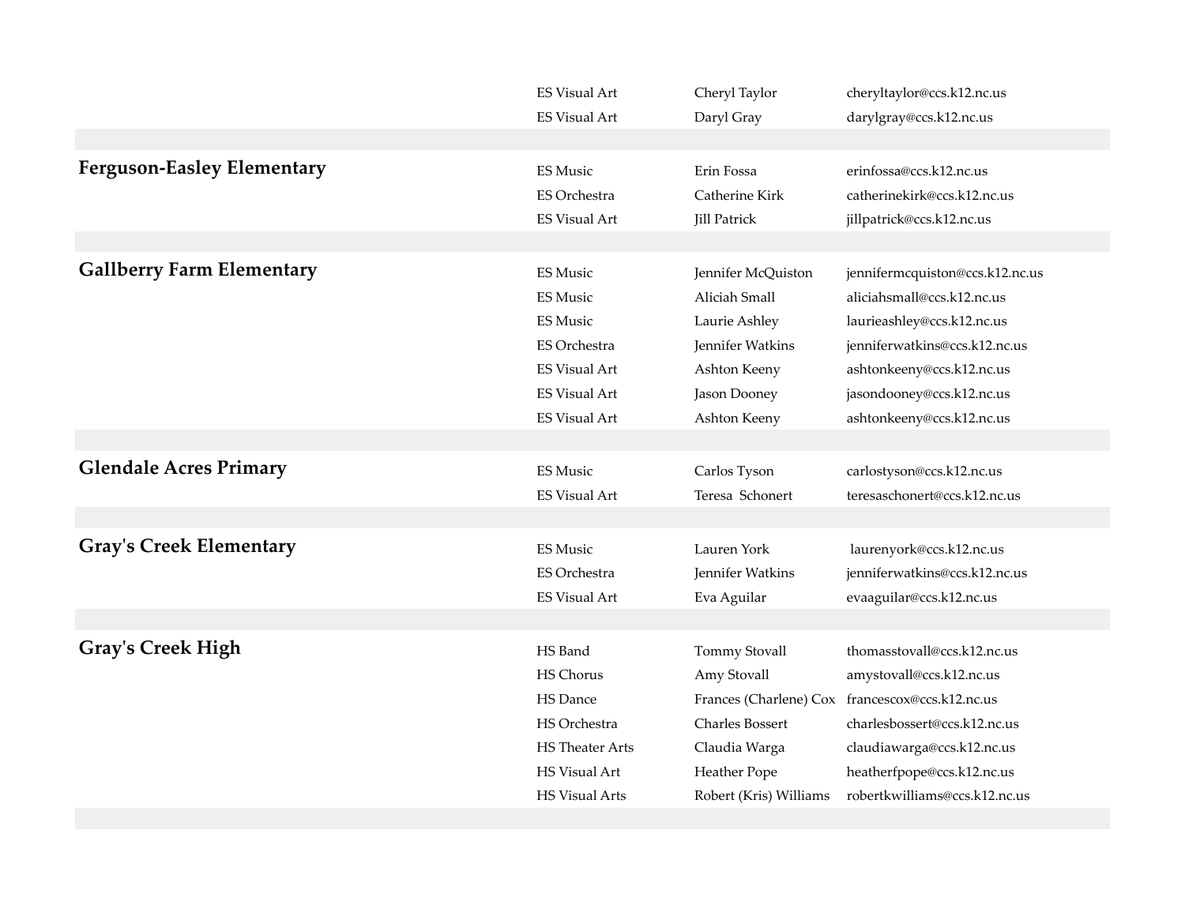| School | Program | Name | Email |
|---|---|---|---|
| | ES Visual Art | Cheryl Taylor | cheryltaylor@ccs.k12.nc.us |
| | ES Visual Art | Daryl Gray | darylgray@ccs.k12.nc.us |
| **Ferguson-Easley Elementary** | ES Music | Erin Fossa | erinfossa@ccs.k12.nc.us |
| | ES Orchestra | Catherine Kirk | catherinekirk@ccs.k12.nc.us |
| | ES Visual Art | Jill Patrick | jillpatrick@ccs.k12.nc.us |
| **Gallberry Farm Elementary** | ES Music | Jennifer McQuiston | jennifermcquiston@ccs.k12.nc.us |
| | ES Music | Aliciah Small | aliciahsmall@ccs.k12.nc.us |
| | ES Music | Laurie Ashley | laurieashley@ccs.k12.nc.us |
| | ES Orchestra | Jennifer Watkins | jenniferwatkins@ccs.k12.nc.us |
| | ES Visual Art | Ashton Keeny | ashtonkeeny@ccs.k12.nc.us |
| | ES Visual Art | Jason Dooney | jasondooney@ccs.k12.nc.us |
| | ES Visual Art | Ashton Keeny | ashtonkeeny@ccs.k12.nc.us |
| **Glendale Acres Primary** | ES Music | Carlos Tyson | carlostyson@ccs.k12.nc.us |
| | ES Visual Art | Teresa Schonert | teresaschonert@ccs.k12.nc.us |
| **Gray's Creek Elementary** | ES Music | Lauren York | laurenyork@ccs.k12.nc.us |
| | ES Orchestra | Jennifer Watkins | jenniferwatkins@ccs.k12.nc.us |
| | ES Visual Art | Eva Aguilar | evaaguilar@ccs.k12.nc.us |
| **Gray's Creek High** | HS Band | Tommy Stovall | thomasstovall@ccs.k12.nc.us |
| | HS Chorus | Amy Stovall | amystovall@ccs.k12.nc.us |
| | HS Dance | Frances (Charlene) Cox | francescox@ccs.k12.nc.us |
| | HS Orchestra | Charles Bossert | charlesbossert@ccs.k12.nc.us |
| | HS Theater Arts | Claudia Warga | claudiawarga@ccs.k12.nc.us |
| | HS Visual Art | Heather Pope | heatherfpope@ccs.k12.nc.us |
| | HS Visual Arts | Robert (Kris) Williams | robertkwilliams@ccs.k12.nc.us |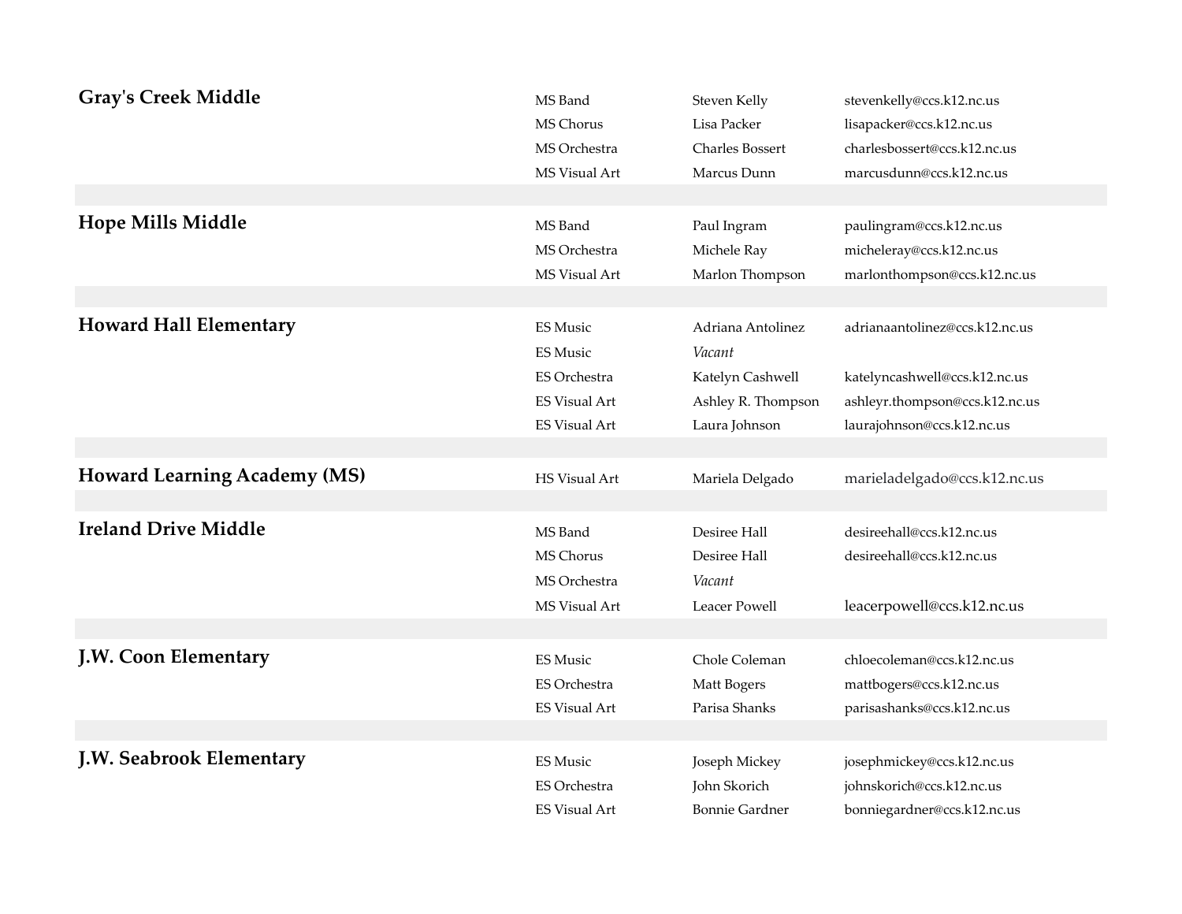| School | Position | Name | Email |
|---|---|---|---|
| **Gray's Creek Middle** | MS Band | Steven Kelly | stevenkelly@ccs.k12.nc.us |
| | MS Chorus | Lisa Packer | lisapacker@ccs.k12.nc.us |
| | MS Orchestra | Charles Bossert | charlesbossert@ccs.k12.nc.us |
| | MS Visual Art | Marcus Dunn | marcusdunn@ccs.k12.nc.us |
| **Hope Mills Middle** | MS Band | Paul Ingram | paulingram@ccs.k12.nc.us |
| | MS Orchestra | Michele Ray | micheleray@ccs.k12.nc.us |
| | MS Visual Art | Marlon Thompson | marlonthompson@ccs.k12.nc.us |
| **Howard Hall Elementary** | ES Music | Adriana Antolinez | adrianaantolinez@ccs.k12.nc.us |
| | ES Music | *Vacant* | |
| | ES Orchestra | Katelyn Cashwell | katelyncashwell@ccs.k12.nc.us |
| | ES Visual Art | Ashley R. Thompson | ashleyr.thompson@ccs.k12.nc.us |
| | ES Visual Art | Laura Johnson | laurajohnson@ccs.k12.nc.us |
| **Howard Learning Academy (MS)** | HS Visual Art | Mariela Delgado | marieladelgado@ccs.k12.nc.us |
| **Ireland Drive Middle** | MS Band | Desiree Hall | desireehall@ccs.k12.nc.us |
| | MS Chorus | Desiree Hall | desireehall@ccs.k12.nc.us |
| | MS Orchestra | *Vacant* | |
| | MS Visual Art | Leacer Powell | leacerpowell@ccs.k12.nc.us |
| **J.W. Coon Elementary** | ES Music | Chole Coleman | chloecoleman@ccs.k12.nc.us |
| | ES Orchestra | Matt Bogers | mattbogers@ccs.k12.nc.us |
| | ES Visual Art | Parisa Shanks | parisashanks@ccs.k12.nc.us |
| **J.W. Seabrook Elementary** | ES Music | Joseph Mickey | josephmickey@ccs.k12.nc.us |
| | ES Orchestra | John Skorich | johnskorich@ccs.k12.nc.us |
| | ES Visual Art | Bonnie Gardner | bonniegardner@ccs.k12.nc.us |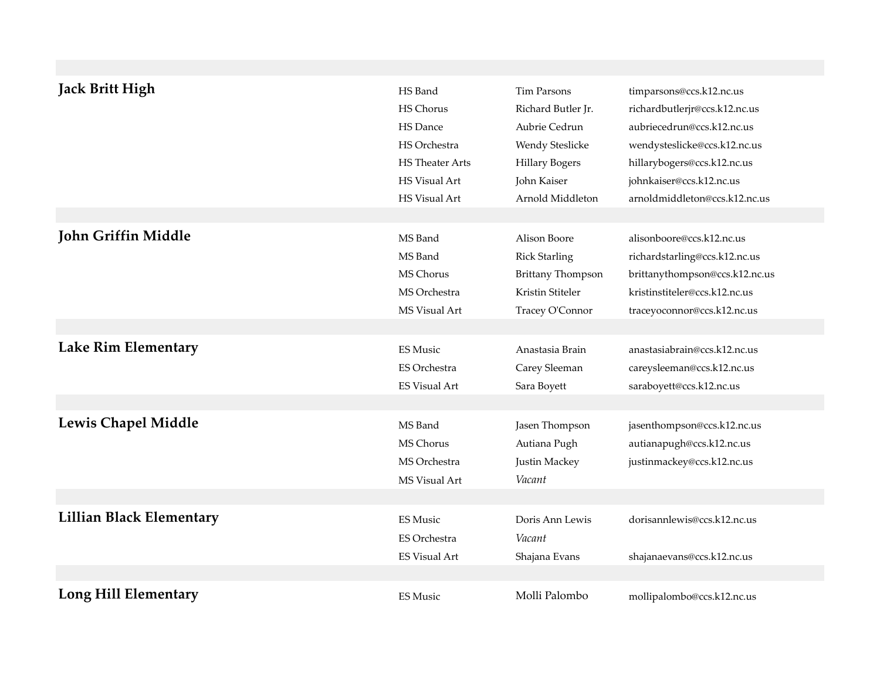| School | Program | Name | Email |
|---|---|---|---|
| **Jack Britt High** | HS Band | Tim Parsons | timparsons@ccs.k12.nc.us |
| | HS Chorus | Richard Butler Jr. | richardbutlerjr@ccs.k12.nc.us |
| | HS Dance | Aubrie Cedrun | aubriecedrun@ccs.k12.nc.us |
| | HS Orchestra | Wendy Steslicke | wendysteslicke@ccs.k12.nc.us |
| | HS Theater Arts | Hillary Bogers | hillarybogers@ccs.k12.nc.us |
| | HS Visual Art | John Kaiser | johnkaiser@ccs.k12.nc.us |
| | HS Visual Art | Arnold Middleton | arnoldmiddleton@ccs.k12.nc.us |
| **John Griffin Middle** | MS Band | Alison Boore | alisonboore@ccs.k12.nc.us |
| | MS Band | Rick Starling | richardstarling@ccs.k12.nc.us |
| | MS Chorus | Brittany Thompson | brittanythompson@ccs.k12.nc.us |
| | MS Orchestra | Kristin Stiteler | kristinstiteler@ccs.k12.nc.us |
| | MS Visual Art | Tracey O'Connor | traceyoconnor@ccs.k12.nc.us |
| **Lake Rim Elementary** | ES Music | Anastasia Brain | anastasiabrain@ccs.k12.nc.us |
| | ES Orchestra | Carey Sleeman | careysleeman@ccs.k12.nc.us |
| | ES Visual Art | Sara Boyett | saraboyett@ccs.k12.nc.us |
| **Lewis Chapel Middle** | MS Band | Jasen Thompson | jasenthompson@ccs.k12.nc.us |
| | MS Chorus | Autiana Pugh | autianapugh@ccs.k12.nc.us |
| | MS Orchestra | Justin Mackey | justinmackey@ccs.k12.nc.us |
| | MS Visual Art | *Vacant* | |
| **Lillian Black Elementary** | ES Music | Doris Ann Lewis | dorisannlewis@ccs.k12.nc.us |
| | ES Orchestra | *Vacant* | |
| | ES Visual Art | Shajana Evans | shajanaevans@ccs.k12.nc.us |
| **Long Hill Elementary** | ES Music | Molli Palombo | mollipalombo@ccs.k12.nc.us |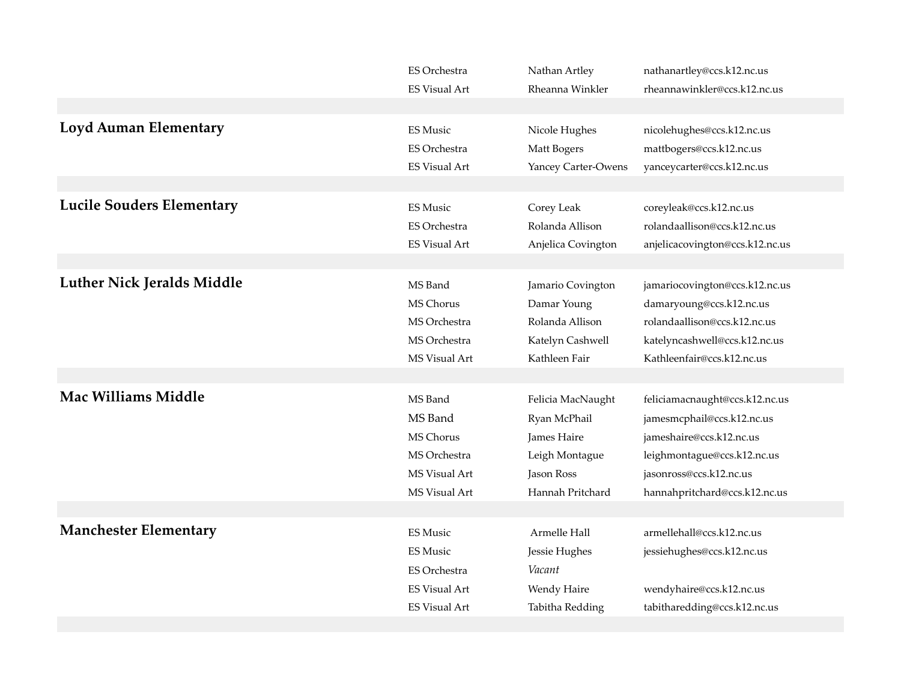| School | Subject | Name | Email |
|---|---|---|---|
| | ES Orchestra | Nathan Artley | nathanartley@ccs.k12.nc.us |
| | ES Visual Art | Rheanna Winkler | rheannawinkler@ccs.k12.nc.us |
| **Loyd Auman Elementary** | ES Music | Nicole Hughes | nicolehughes@ccs.k12.nc.us |
| | ES Orchestra | Matt Bogers | mattbogers@ccs.k12.nc.us |
| | ES Visual Art | Yancey Carter-Owens | yanceycarter@ccs.k12.nc.us |
| **Lucile Souders Elementary** | ES Music | Corey Leak | coreyleak@ccs.k12.nc.us |
| | ES Orchestra | Rolanda Allison | rolandaallison@ccs.k12.nc.us |
| | ES Visual Art | Anjelica Covington | anjelicacovington@ccs.k12.nc.us |
| **Luther Nick Jeralds Middle** | MS Band | Jamario Covington | jamariocovington@ccs.k12.nc.us |
| | MS Chorus | Damar Young | damaryoung@ccs.k12.nc.us |
| | MS Orchestra | Rolanda Allison | rolandaallison@ccs.k12.nc.us |
| | MS Orchestra | Katelyn Cashwell | katelyncashwell@ccs.k12.nc.us |
| | MS Visual Art | Kathleen Fair | Kathleenfair@ccs.k12.nc.us |
| **Mac Williams Middle** | MS Band | Felicia MacNaught | feliciamacnaught@ccs.k12.nc.us |
| | MS Band | Ryan McPhail | jamesmcphail@ccs.k12.nc.us |
| | MS Chorus | James Haire | jameshaire@ccs.k12.nc.us |
| | MS Orchestra | Leigh Montague | leighmontague@ccs.k12.nc.us |
| | MS Visual Art | Jason Ross | jasonross@ccs.k12.nc.us |
| | MS Visual Art | Hannah Pritchard | hannahpritchard@ccs.k12.nc.us |
| **Manchester Elementary** | ES Music | Armelle Hall | armellehall@ccs.k12.nc.us |
| | ES Music | Jessie Hughes | jessiehughes@ccs.k12.nc.us |
| | ES Orchestra | *Vacant* | |
| | ES Visual Art | Wendy Haire | wendyhaire@ccs.k12.nc.us |
| | ES Visual Art | Tabitha Redding | tabitharedding@ccs.k12.nc.us |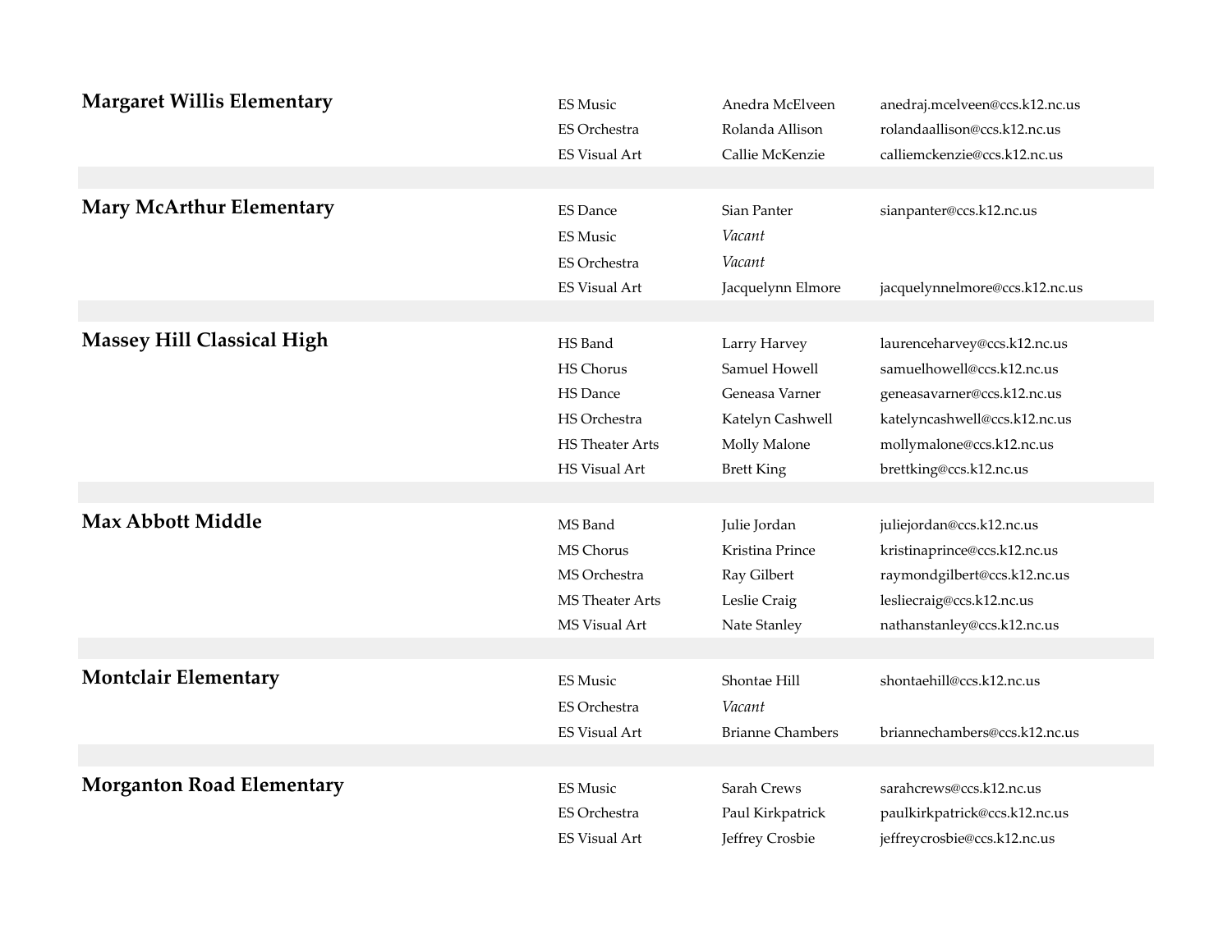## Margaret Willis Elementary

| | | |
|---|---|---|
| ES Music | Anedra McElveen | anedraj.mcelveen@ccs.k12.nc.us |
| ES Orchestra | Rolanda Allison | rolandaallison@ccs.k12.nc.us |
| ES Visual Art | Callie McKenzie | calliemckenzie@ccs.k12.nc.us |

## Mary McArthur Elementary

| | | |
|---|---|---|
| ES Dance | Sian Panter | sianpanter@ccs.k12.nc.us |
| ES Music | *Vacant* | |
| ES Orchestra | *Vacant* | |
| ES Visual Art | Jacquelynn Elmore | jacquelynnelmore@ccs.k12.nc.us |

## Massey Hill Classical High

| | | |
|---|---|---|
| HS Band | Larry Harvey | laurenceharvey@ccs.k12.nc.us |
| HS Chorus | Samuel Howell | samuelhowell@ccs.k12.nc.us |
| HS Dance | Geneasa Varner | geneasavarner@ccs.k12.nc.us |
| HS Orchestra | Katelyn Cashwell | katelyncashwell@ccs.k12.nc.us |
| HS Theater Arts | Molly Malone | mollymalone@ccs.k12.nc.us |
| HS Visual Art | Brett King | brettking@ccs.k12.nc.us |

## Max Abbott Middle

| | | |
|---|---|---|
| MS Band | Julie Jordan | juliejordan@ccs.k12.nc.us |
| MS Chorus | Kristina Prince | kristinaprince@ccs.k12.nc.us |
| MS Orchestra | Ray Gilbert | raymondgilbert@ccs.k12.nc.us |
| MS Theater Arts | Leslie Craig | lesliecraig@ccs.k12.nc.us |
| MS Visual Art | Nate Stanley | nathanstanley@ccs.k12.nc.us |

## Montclair Elementary

| | | |
|---|---|---|
| ES Music | Shontae Hill | shontaehill@ccs.k12.nc.us |
| ES Orchestra | *Vacant* | |
| ES Visual Art | Brianne Chambers | briannechambers@ccs.k12.nc.us |

## Morganton Road Elementary

| | | |
|---|---|---|
| ES Music | Sarah Crews | sarahcrews@ccs.k12.nc.us |
| ES Orchestra | Paul Kirkpatrick | paulkirkpatrick@ccs.k12.nc.us |
| ES Visual Art | Jeffrey Crosbie | jeffreycrosbie@ccs.k12.nc.us |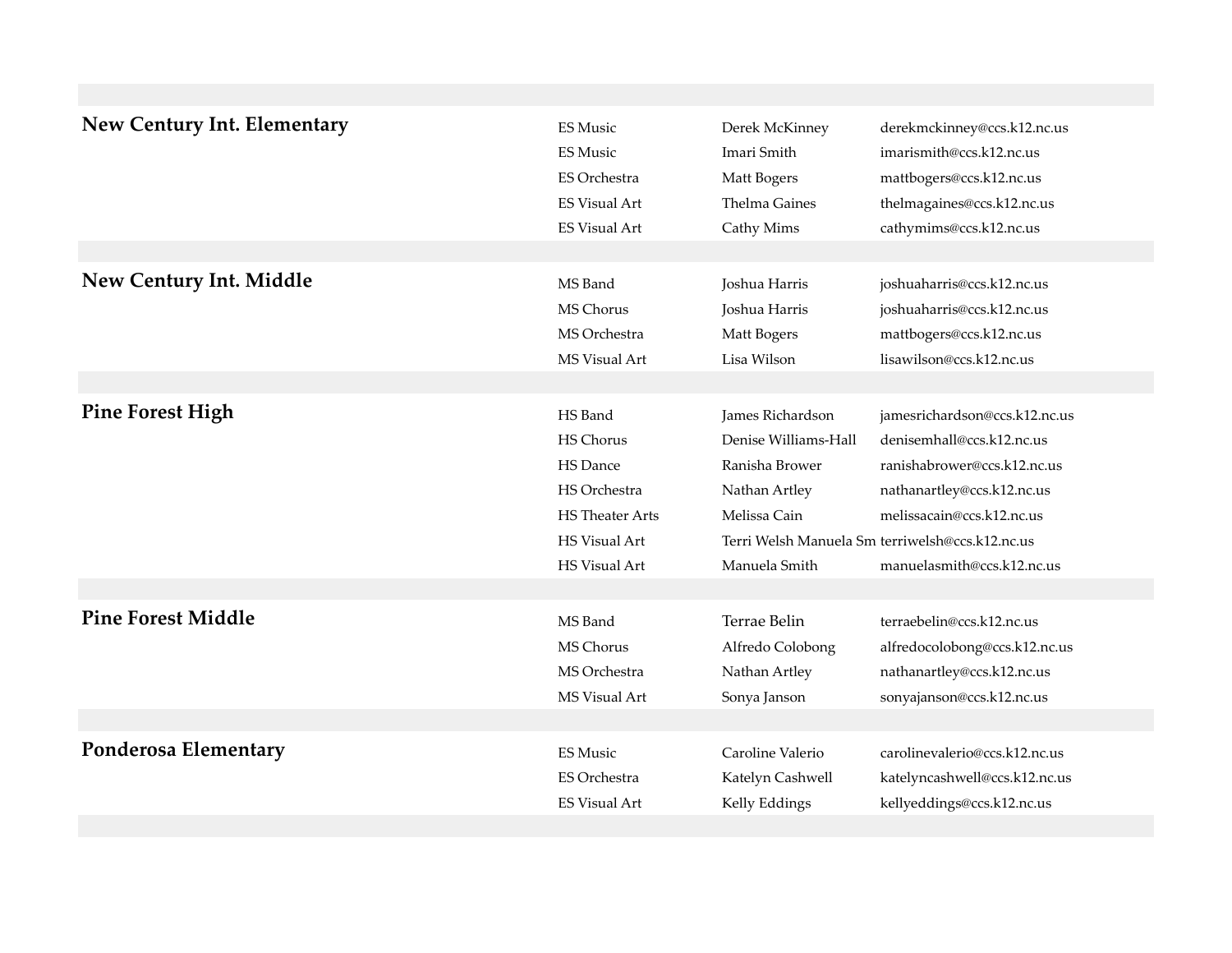| School | Subject | Name | Email |
|---|---|---|---|
| **New Century Int. Elementary** | ES Music | Derek McKinney | derekmckinney@ccs.k12.nc.us |
| | ES Music | Imari Smith | imarismith@ccs.k12.nc.us |
| | ES Orchestra | Matt Bogers | mattbogers@ccs.k12.nc.us |
| | ES Visual Art | Thelma Gaines | thelmagaines@ccs.k12.nc.us |
| | ES Visual Art | Cathy Mims | cathymims@ccs.k12.nc.us |
| **New Century Int. Middle** | MS Band | Joshua Harris | joshuaharris@ccs.k12.nc.us |
| | MS Chorus | Joshua Harris | joshuaharris@ccs.k12.nc.us |
| | MS Orchestra | Matt Bogers | mattbogers@ccs.k12.nc.us |
| | MS Visual Art | Lisa Wilson | lisawilson@ccs.k12.nc.us |
| **Pine Forest High** | HS Band | James Richardson | jamesrichardson@ccs.k12.nc.us |
| | HS Chorus | Denise Williams-Hall | denisemhall@ccs.k12.nc.us |
| | HS Dance | Ranisha Brower | ranishabrower@ccs.k12.nc.us |
| | HS Orchestra | Nathan Artley | nathanartley@ccs.k12.nc.us |
| | HS Theater Arts | Melissa Cain | melissacain@ccs.k12.nc.us |
| | HS Visual Art | Terri Welsh Manuela Sm | terriwelsh@ccs.k12.nc.us |
| | HS Visual Art | Manuela Smith | manuelasmith@ccs.k12.nc.us |
| **Pine Forest Middle** | MS Band | Terrae Belin | terraebelin@ccs.k12.nc.us |
| | MS Chorus | Alfredo Colobong | alfredocolobong@ccs.k12.nc.us |
| | MS Orchestra | Nathan Artley | nathanartley@ccs.k12.nc.us |
| | MS Visual Art | Sonya Janson | sonyajanson@ccs.k12.nc.us |
| **Ponderosa Elementary** | ES Music | Caroline Valerio | carolinevalerio@ccs.k12.nc.us |
| | ES Orchestra | Katelyn Cashwell | katelyncashwell@ccs.k12.nc.us |
| | ES Visual Art | Kelly Eddings | kellyeddings@ccs.k12.nc.us |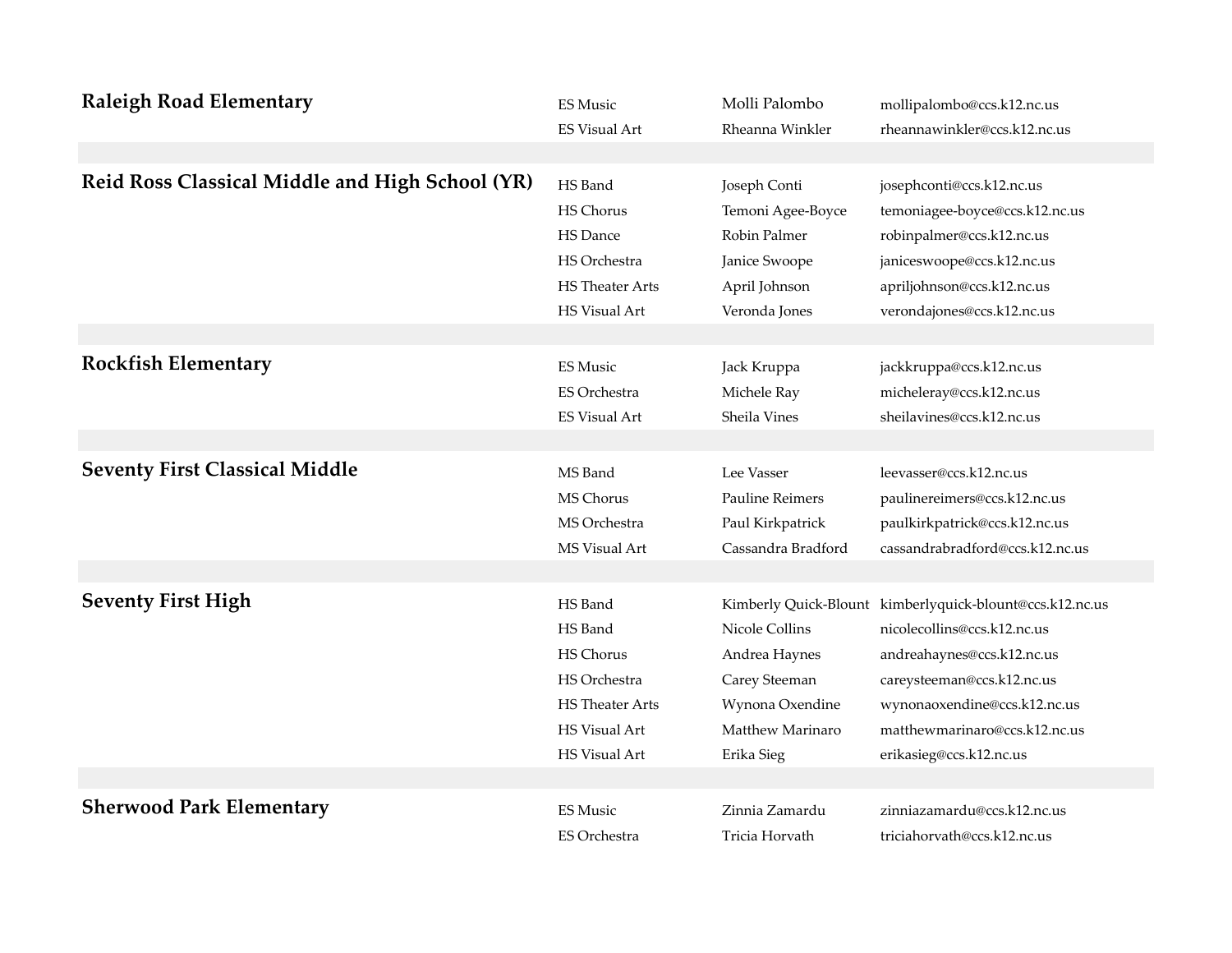| School | Program | Name | Email |
|---|---|---|---|
| **Raleigh Road Elementary** | ES Music | Molli Palombo | mollipalombo@ccs.k12.nc.us |
| | ES Visual Art | Rheanna Winkler | rheannawinkler@ccs.k12.nc.us |
| **Reid Ross Classical Middle and High School (YR)** | HS Band | Joseph Conti | josephconti@ccs.k12.nc.us |
| | HS Chorus | Temoni Agee-Boyce | temoniagee-boyce@ccs.k12.nc.us |
| | HS Dance | Robin Palmer | robinpalmer@ccs.k12.nc.us |
| | HS Orchestra | Janice Swoope | janiceswoope@ccs.k12.nc.us |
| | HS Theater Arts | April Johnson | apriljohnson@ccs.k12.nc.us |
| | HS Visual Art | Veronda Jones | verondajones@ccs.k12.nc.us |
| **Rockfish Elementary** | ES Music | Jack Kruppa | jackkruppa@ccs.k12.nc.us |
| | ES Orchestra | Michele Ray | micheleray@ccs.k12.nc.us |
| | ES Visual Art | Sheila Vines | sheilavines@ccs.k12.nc.us |
| **Seventy First Classical Middle** | MS Band | Lee Vasser | leevasser@ccs.k12.nc.us |
| | MS Chorus | Pauline Reimers | paulinereimers@ccs.k12.nc.us |
| | MS Orchestra | Paul Kirkpatrick | paulkirkpatrick@ccs.k12.nc.us |
| | MS Visual Art | Cassandra Bradford | cassandrabradford@ccs.k12.nc.us |
| **Seventy First High** | HS Band | Kimberly Quick-Blount | kimberlyquick-blount@ccs.k12.nc.us |
| | HS Band | Nicole Collins | nicolecollins@ccs.k12.nc.us |
| | HS Chorus | Andrea Haynes | andreahaynes@ccs.k12.nc.us |
| | HS Orchestra | Carey Steeman | careysteeman@ccs.k12.nc.us |
| | HS Theater Arts | Wynona Oxendine | wynonaoxendine@ccs.k12.nc.us |
| | HS Visual Art | Matthew Marinaro | matthewmarinaro@ccs.k12.nc.us |
| | HS Visual Art | Erika Sieg | erikasieg@ccs.k12.nc.us |
| **Sherwood Park Elementary** | ES Music | Zinnia Zamardu | zinniazamardu@ccs.k12.nc.us |
| | ES Orchestra | Tricia Horvath | triciahorvath@ccs.k12.nc.us |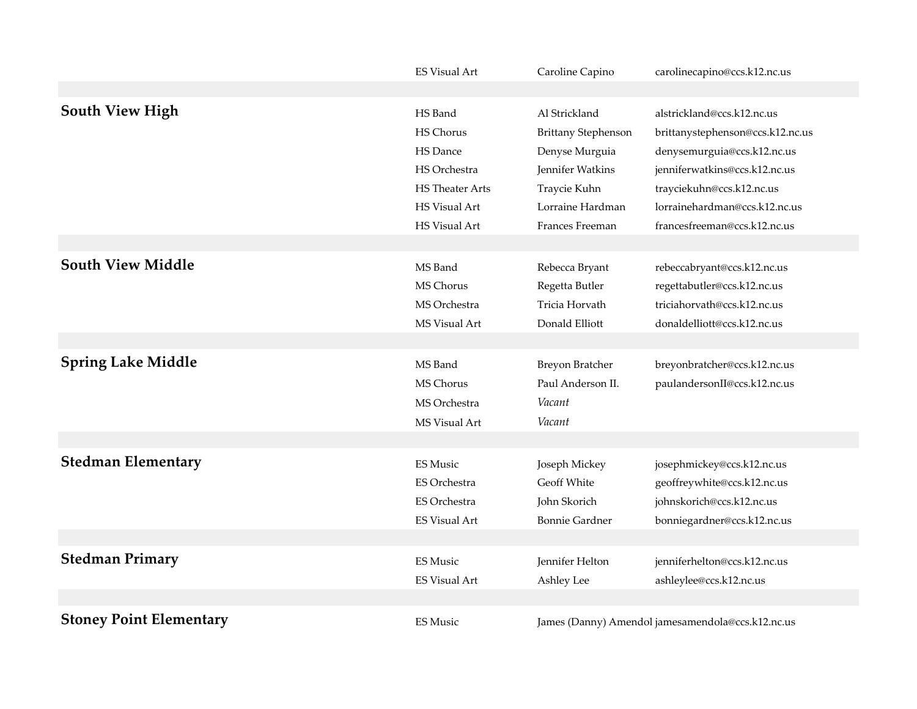| | ES Visual Art | Caroline Capino | carolinecapino@ccs.k12.nc.us |
|---|---|---|---|
| **South View High** | HS Band | Al Strickland | alstrickland@ccs.k12.nc.us |
| | HS Chorus | Brittany Stephenson | brittanystephenson@ccs.k12.nc.us |
| | HS Dance | Denyse Murguia | denysemurguia@ccs.k12.nc.us |
| | HS Orchestra | Jennifer Watkins | jenniferwatkins@ccs.k12.nc.us |
| | HS Theater Arts | Traycie Kuhn | trayciekuhn@ccs.k12.nc.us |
| | HS Visual Art | Lorraine Hardman | lorrainehardman@ccs.k12.nc.us |
| | HS Visual Art | Frances Freeman | francesfreeman@ccs.k12.nc.us |
| **South View Middle** | MS Band | Rebecca Bryant | rebeccabryant@ccs.k12.nc.us |
| | MS Chorus | Regetta Butler | regettabutler@ccs.k12.nc.us |
| | MS Orchestra | Tricia Horvath | triciahorvath@ccs.k12.nc.us |
| | MS Visual Art | Donald Elliott | donaldelliott@ccs.k12.nc.us |
| **Spring Lake Middle** | MS Band | Breyon Bratcher | breyonbratcher@ccs.k12.nc.us |
| | MS Chorus | Paul Anderson II. | paulandersonII@ccs.k12.nc.us |
| | MS Orchestra | *Vacant* | |
| | MS Visual Art | *Vacant* | |
| **Stedman Elementary** | ES Music | Joseph Mickey | josephmickey@ccs.k12.nc.us |
| | ES Orchestra | Geoff White | geoffreywhite@ccs.k12.nc.us |
| | ES Orchestra | John Skorich | johnskorich@ccs.k12.nc.us |
| | ES Visual Art | Bonnie Gardner | bonniegardner@ccs.k12.nc.us |
| **Stedman Primary** | ES Music | Jennifer Helton | jenniferhelton@ccs.k12.nc.us |
| | ES Visual Art | Ashley Lee | ashleylee@ccs.k12.nc.us |
| **Stoney Point Elementary** | ES Music | James (Danny) Amendol | jamesamendola@ccs.k12.nc.us |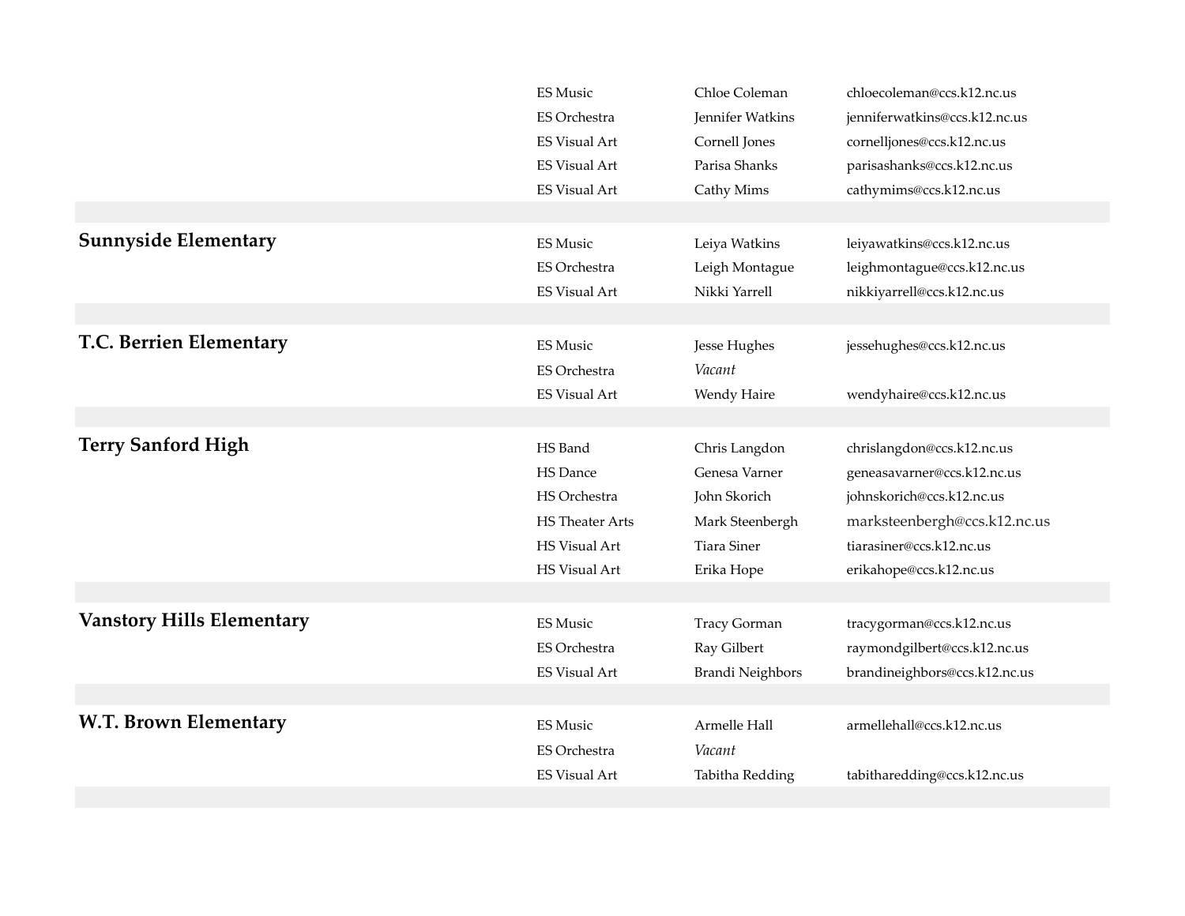| School | Subject | Name | Email |
|---|---|---|---|
| | ES Music | Chloe Coleman | chloecoleman@ccs.k12.nc.us |
| | ES Orchestra | Jennifer Watkins | jenniferwatkins@ccs.k12.nc.us |
| | ES Visual Art | Cornell Jones | cornelljones@ccs.k12.nc.us |
| | ES Visual Art | Parisa Shanks | parisashanks@ccs.k12.nc.us |
| | ES Visual Art | Cathy Mims | cathymims@ccs.k12.nc.us |
| **Sunnyside Elementary** | ES Music | Leiya Watkins | leiyawatkins@ccs.k12.nc.us |
| | ES Orchestra | Leigh Montague | leighmontague@ccs.k12.nc.us |
| | ES Visual Art | Nikki Yarrell | nikkiyarrell@ccs.k12.nc.us |
| **T.C. Berrien Elementary** | ES Music | Jesse Hughes | jessehughes@ccs.k12.nc.us |
| | ES Orchestra | *Vacant* | |
| | ES Visual Art | Wendy Haire | wendyhaire@ccs.k12.nc.us |
| **Terry Sanford High** | HS Band | Chris Langdon | chrislangdon@ccs.k12.nc.us |
| | HS Dance | Genesa Varner | geneasavarner@ccs.k12.nc.us |
| | HS Orchestra | John Skorich | johnskorich@ccs.k12.nc.us |
| | HS Theater Arts | Mark Steenbergh | marksteenbergh@ccs.k12.nc.us |
| | HS Visual Art | Tiara Siner | tiarasiner@ccs.k12.nc.us |
| | HS Visual Art | Erika Hope | erikahope@ccs.k12.nc.us |
| **Vanstory Hills Elementary** | ES Music | Tracy Gorman | tracygorman@ccs.k12.nc.us |
| | ES Orchestra | Ray Gilbert | raymondgilbert@ccs.k12.nc.us |
| | ES Visual Art | Brandi Neighbors | brandineighbors@ccs.k12.nc.us |
| **W.T. Brown Elementary** | ES Music | Armelle Hall | armellehall@ccs.k12.nc.us |
| | ES Orchestra | *Vacant* | |
| | ES Visual Art | Tabitha Redding | tabitharedding@ccs.k12.nc.us |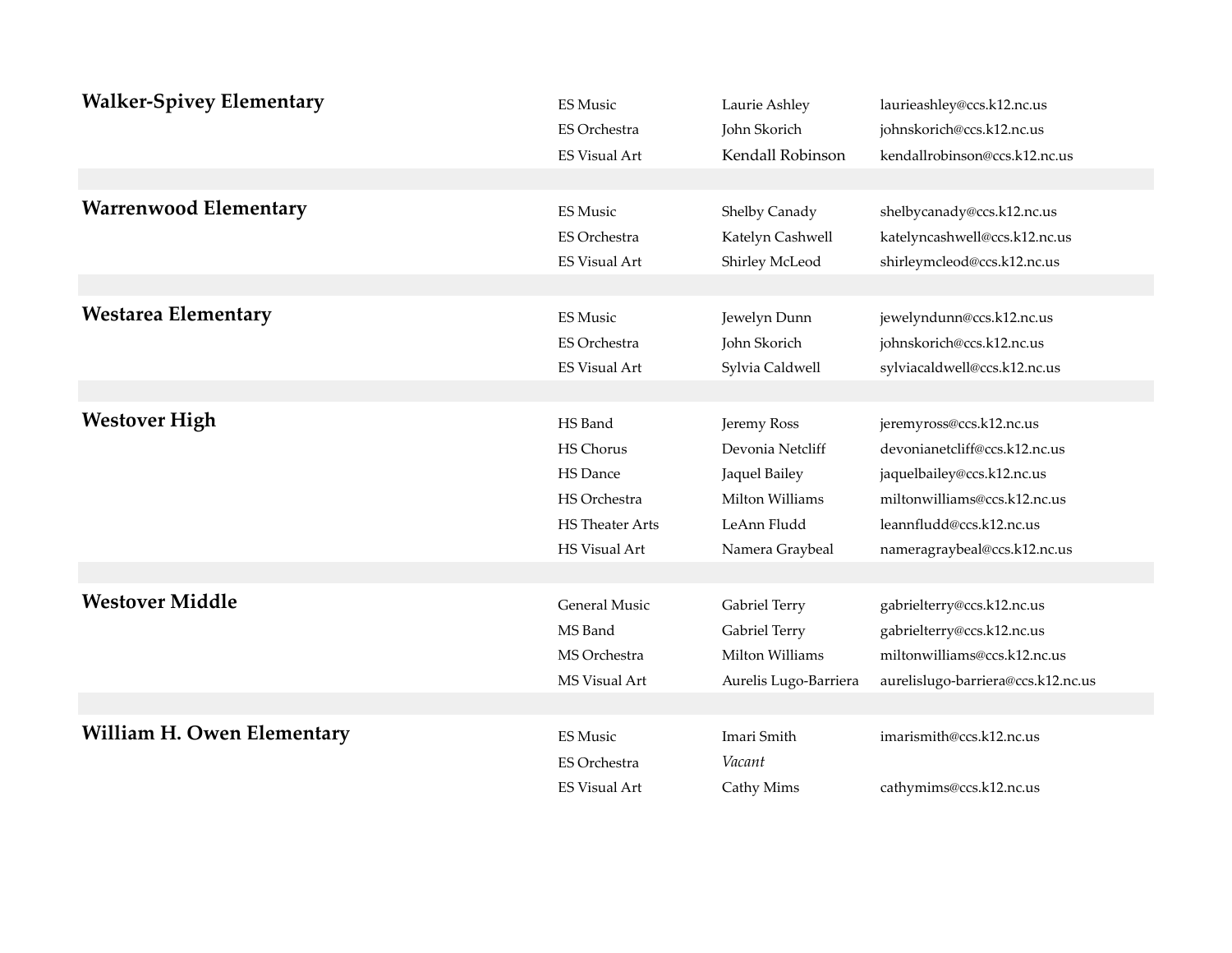| | | | |
|---|---|---|---|
| **Walker-Spivey Elementary** | ES Music | Laurie Ashley | laurieashley@ccs.k12.nc.us |
| | ES Orchestra | John Skorich | johnskorich@ccs.k12.nc.us |
| | ES Visual Art | Kendall Robinson | kendallrobinson@ccs.k12.nc.us |
| **Warrenwood Elementary** | ES Music | Shelby Canady | shelbycanady@ccs.k12.nc.us |
| | ES Orchestra | Katelyn Cashwell | katelyncashwell@ccs.k12.nc.us |
| | ES Visual Art | Shirley McLeod | shirleymcleod@ccs.k12.nc.us |
| **Westarea Elementary** | ES Music | Jewelyn Dunn | jewelyndunn@ccs.k12.nc.us |
| | ES Orchestra | John Skorich | johnskorich@ccs.k12.nc.us |
| | ES Visual Art | Sylvia Caldwell | sylviacaldwell@ccs.k12.nc.us |
| **Westover High** | HS Band | Jeremy Ross | jeremyross@ccs.k12.nc.us |
| | HS Chorus | Devonia Netcliff | devonianetcliff@ccs.k12.nc.us |
| | HS Dance | Jaquel Bailey | jaquelbailey@ccs.k12.nc.us |
| | HS Orchestra | Milton Williams | miltonwilliams@ccs.k12.nc.us |
| | HS Theater Arts | LeAnn Fludd | leannfludd@ccs.k12.nc.us |
| | HS Visual Art | Namera Graybeal | nameragraybeal@ccs.k12.nc.us |
| **Westover Middle** | General Music | Gabriel Terry | gabrielterry@ccs.k12.nc.us |
| | MS Band | Gabriel Terry | gabrielterry@ccs.k12.nc.us |
| | MS Orchestra | Milton Williams | miltonwilliams@ccs.k12.nc.us |
| | MS Visual Art | Aurelis Lugo-Barriera | aurelislugo-barriera@ccs.k12.nc.us |
| **William H. Owen Elementary** | ES Music | Imari Smith | imarismith@ccs.k12.nc.us |
| | ES Orchestra | *Vacant* | |
| | ES Visual Art | Cathy Mims | cathymims@ccs.k12.nc.us |